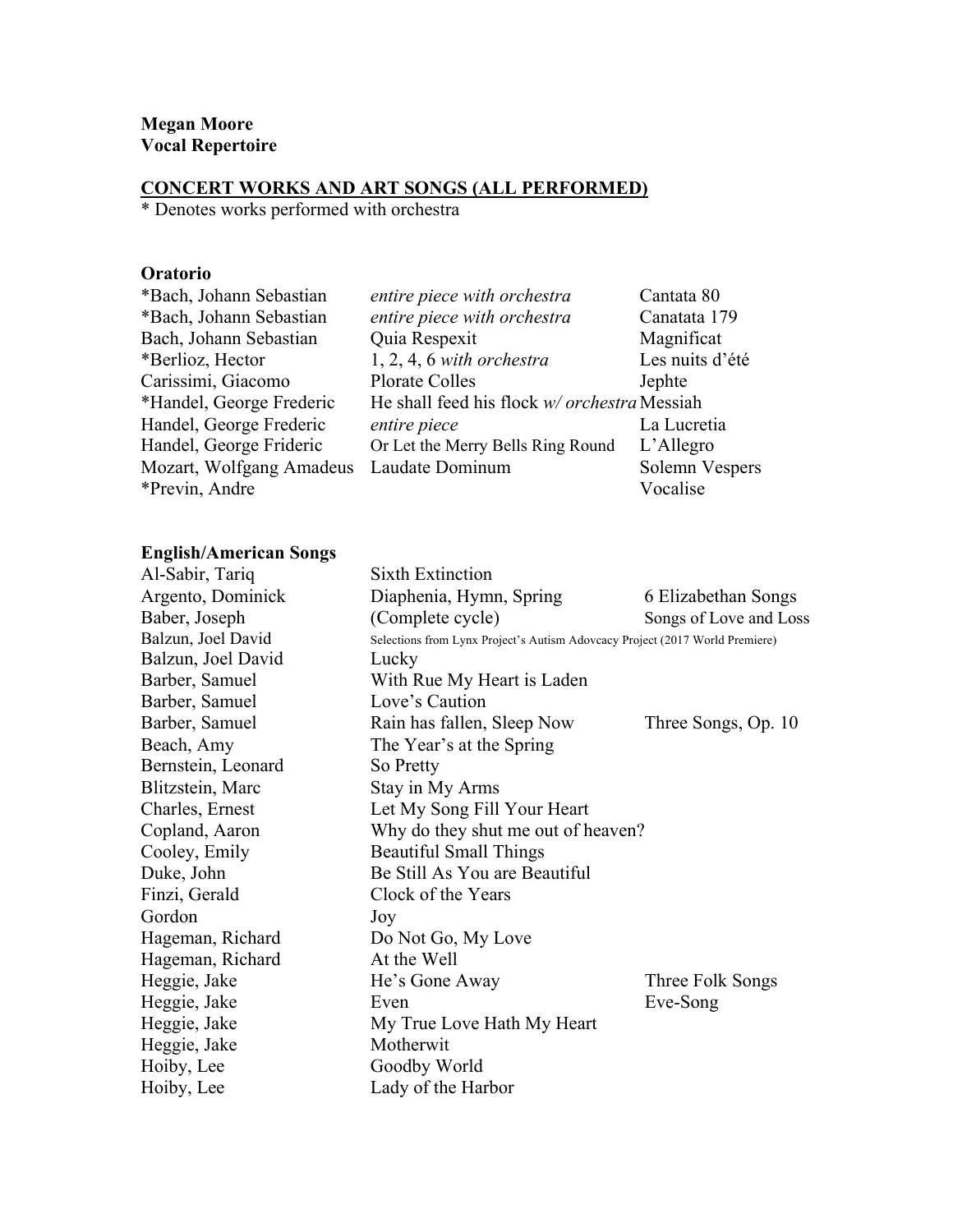**Megan Moore**
**Vocal Repertoire**

## CONCERT WORKS AND ART SONGS (ALL PERFORMED)

* Denotes works performed with orchestra

### Oratorio

| Composer | Selection | Work |
|---|---|---|
| *Bach, Johann Sebastian | *entire piece with orchestra* | Cantata 80 |
| *Bach, Johann Sebastian | *entire piece with orchestra* | Canatata 179 |
| Bach, Johann Sebastian | Quia Respexit | Magnificat |
| *Berlioz, Hector | 1, 2, 4, 6 *with orchestra* | Les nuits d'été |
| Carissimi, Giacomo | Plorate Colles | Jephte |
| *Handel, George Frederic | He shall feed his flock *w/ orchestra* | Messiah |
| Handel, George Frederic | *entire piece* | La Lucretia |
| Handel, George Frideric | Or Let the Merry Bells Ring Round | L'Allegro |
| Mozart, Wolfgang Amadeus | Laudate Dominum | Solemn Vespers |
| *Previn, Andre | | Vocalise |

### English/American Songs

| Composer | Selection | Work |
|---|---|---|
| Al-Sabir, Tariq | Sixth Extinction | |
| Argento, Dominick | Diaphenia, Hymn, Spring | 6 Elizabethan Songs |
| Baber, Joseph | (Complete cycle) | Songs of Love and Loss |
| Balzun, Joel David | Selections from Lynx Project's Autism Adovcacy Project (2017 World Premiere) | |
| Balzun, Joel David | Lucky | |
| Barber, Samuel | With Rue My Heart is Laden | |
| Barber, Samuel | Love's Caution | |
| Barber, Samuel | Rain has fallen, Sleep Now | Three Songs, Op. 10 |
| Beach, Amy | The Year's at the Spring | |
| Bernstein, Leonard | So Pretty | |
| Blitzstein, Marc | Stay in My Arms | |
| Charles, Ernest | Let My Song Fill Your Heart | |
| Copland, Aaron | Why do they shut me out of heaven? | |
| Cooley, Emily | Beautiful Small Things | |
| Duke, John | Be Still As You are Beautiful | |
| Finzi, Gerald | Clock of the Years | |
| Gordon | Joy | |
| Hageman, Richard | Do Not Go, My Love | |
| Hageman, Richard | At the Well | |
| Heggie, Jake | He's Gone Away | Three Folk Songs |
| Heggie, Jake | Even | Eve-Song |
| Heggie, Jake | My True Love Hath My Heart | |
| Heggie, Jake | Motherwit | |
| Hoiby, Lee | Goodby World | |
| Hoiby, Lee | Lady of the Harbor | |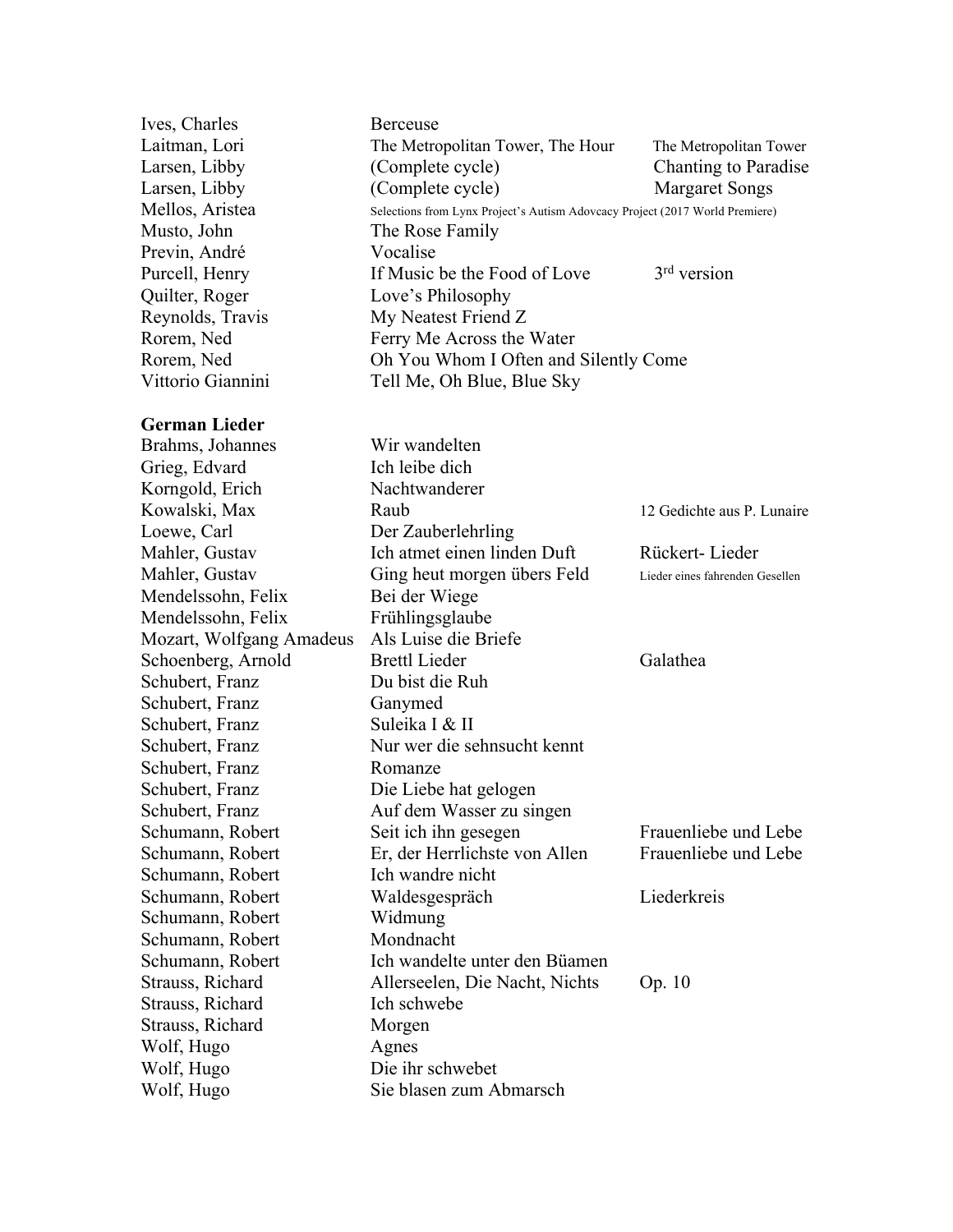| | | |
|---|---|---|
| Ives, Charles | Berceuse | |
| Laitman, Lori | The Metropolitan Tower, The Hour | The Metropolitan Tower |
| Larsen, Libby | (Complete cycle) | Chanting to Paradise |
| Larsen, Libby | (Complete cycle) | Margaret Songs |
| Mellos, Aristea | Selections from Lynx Project's Autism Adovcacy Project (2017 World Premiere) | |
| Musto, John | The Rose Family | |
| Previn, André | Vocalise | |
| Purcell, Henry | If Music be the Food of Love | 3rd version |
| Quilter, Roger | Love's Philosophy | |
| Reynolds, Travis | My Neatest Friend Z | |
| Rorem, Ned | Ferry Me Across the Water | |
| Rorem, Ned | Oh You Whom I Often and Silently Come | |
| Vittorio Giannini | Tell Me, Oh Blue, Blue Sky | |

**German Lieder**

| | | |
|---|---|---|
| Brahms, Johannes | Wir wandelten | |
| Grieg, Edvard | Ich leibe dich | |
| Korngold, Erich | Nachtwanderer | |
| Kowalski, Max | Raub | 12 Gedichte aus P. Lunaire |
| Loewe, Carl | Der Zauberlehrling | |
| Mahler, Gustav | Ich atmet einen linden Duft | Rückert- Lieder |
| Mahler, Gustav | Ging heut morgen übers Feld | Lieder eines fahrenden Gesellen |
| Mendelssohn, Felix | Bei der Wiege | |
| Mendelssohn, Felix | Frühlingsglaube | |
| Mozart, Wolfgang Amadeus | Als Luise die Briefe | |
| Schoenberg, Arnold | Brettl Lieder | Galathea |
| Schubert, Franz | Du bist die Ruh | |
| Schubert, Franz | Ganymed | |
| Schubert, Franz | Suleika I & II | |
| Schubert, Franz | Nur wer die sehnsucht kennt | |
| Schubert, Franz | Romanze | |
| Schubert, Franz | Die Liebe hat gelogen | |
| Schubert, Franz | Auf dem Wasser zu singen | |
| Schumann, Robert | Seit ich ihn gesegen | Frauenliebe und Lebe |
| Schumann, Robert | Er, der Herrlichste von Allen | Frauenliebe und Lebe |
| Schumann, Robert | Ich wandre nicht | |
| Schumann, Robert | Waldesgespräch | Liederkreis |
| Schumann, Robert | Widmung | |
| Schumann, Robert | Mondnacht | |
| Schumann, Robert | Ich wandelte unter den Büamen | |
| Strauss, Richard | Allerseelen, Die Nacht, Nichts | Op. 10 |
| Strauss, Richard | Ich schwebe | |
| Strauss, Richard | Morgen | |
| Wolf, Hugo | Agnes | |
| Wolf, Hugo | Die ihr schwebet | |
| Wolf, Hugo | Sie blasen zum Abmarsch | |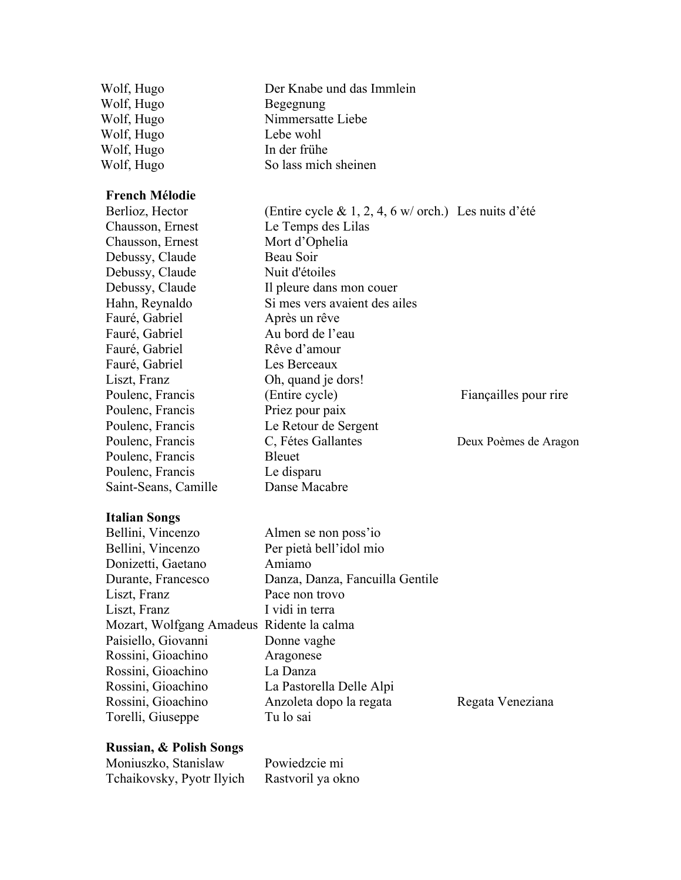| | | |
|---|---|---|
| Wolf, Hugo | Der Knabe und das Immlein | |
| Wolf, Hugo | Begegnung | |
| Wolf, Hugo | Nimmersatte Liebe | |
| Wolf, Hugo | Lebe wohl | |
| Wolf, Hugo | In der frühe | |
| Wolf, Hugo | So lass mich sheinen | |

**French Mélodie**

| | | |
|---|---|---|
| Berlioz, Hector | (Entire cycle & 1, 2, 4, 6 w/ orch.) | Les nuits d'été |
| Chausson, Ernest | Le Temps des Lilas | |
| Chausson, Ernest | Mort d'Ophelia | |
| Debussy, Claude | Beau Soir | |
| Debussy, Claude | Nuit d'étoiles | |
| Debussy, Claude | Il pleure dans mon couer | |
| Hahn, Reynaldo | Si mes vers avaient des ailes | |
| Fauré, Gabriel | Après un rêve | |
| Fauré, Gabriel | Au bord de l'eau | |
| Fauré, Gabriel | Rêve d'amour | |
| Fauré, Gabriel | Les Berceaux | |
| Liszt, Franz | Oh, quand je dors! | |
| Poulenc, Francis | (Entire cycle) | Fiançailles pour rire |
| Poulenc, Francis | Priez pour paix | |
| Poulenc, Francis | Le Retour de Sergent | |
| Poulenc, Francis | C, Fétes Gallantes | Deux Poèmes de Aragon |
| Poulenc, Francis | Bleuet | |
| Poulenc, Francis | Le disparu | |
| Saint-Seans, Camille | Danse Macabre | |

**Italian Songs**

| | | |
|---|---|---|
| Bellini, Vincenzo | Almen se non poss'io | |
| Bellini, Vincenzo | Per pietà bell'idol mio | |
| Donizetti, Gaetano | Amiamo | |
| Durante, Francesco | Danza, Danza, Fancuilla Gentile | |
| Liszt, Franz | Pace non trovo | |
| Liszt, Franz | I vidi in terra | |
| Mozart, Wolfgang Amadeus | Ridente la calma | |
| Paisiello, Giovanni | Donne vaghe | |
| Rossini, Gioachino | Aragonese | |
| Rossini, Gioachino | La Danza | |
| Rossini, Gioachino | La Pastorella Delle Alpi | |
| Rossini, Gioachino | Anzoleta dopo la regata | Regata Veneziana |
| Torelli, Giuseppe | Tu lo sai | |

**Russian, & Polish Songs**

| | | |
|---|---|---|
| Moniuszko, Stanislaw | Powiedzcie mi | |
| Tchaikovsky, Pyotr Ilyich | Rastvoril ya okno | |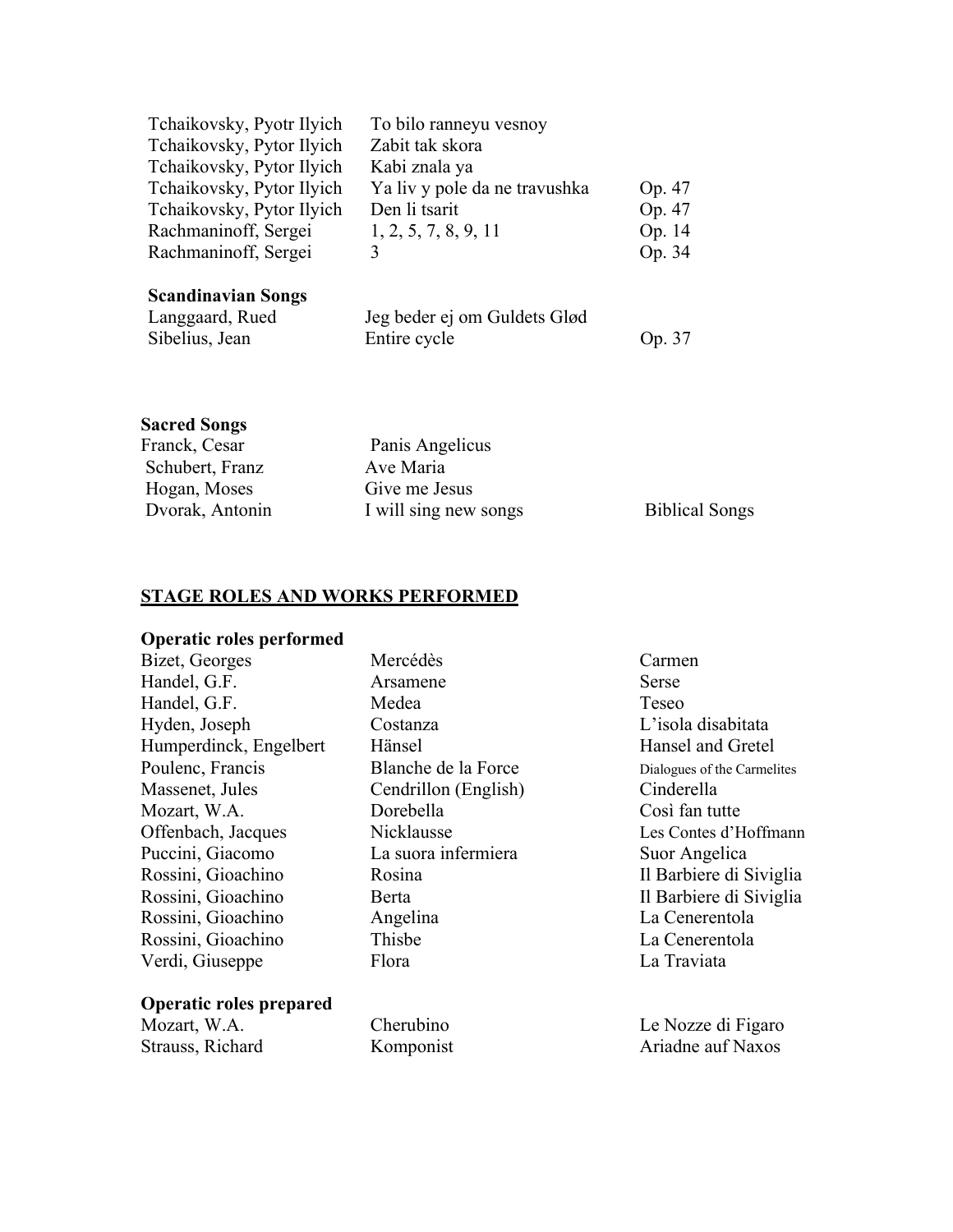| | | |
|---|---|---|
| Tchaikovsky, Pyotr Ilyich | To bilo ranneyu vesnoy | |
| Tchaikovsky, Pytor Ilyich | Zabit tak skora | |
| Tchaikovsky, Pytor Ilyich | Kabi znala ya | |
| Tchaikovsky, Pytor Ilyich | Ya liv y pole da ne travushka | Op. 47 |
| Tchaikovsky, Pytor Ilyich | Den li tsarit | Op. 47 |
| Rachmaninoff, Sergei | 1, 2, 5, 7, 8, 9, 11 | Op. 14 |
| Rachmaninoff, Sergei | 3 | Op. 34 |

**Scandinavian Songs**

| | | |
|---|---|---|
| Langgaard, Rued | Jeg beder ej om Guldets Glød | |
| Sibelius, Jean | Entire cycle | Op. 37 |

**Sacred Songs**

| | | |
|---|---|---|
| Franck, Cesar | Panis Angelicus | |
| Schubert, Franz | Ave Maria | |
| Hogan, Moses | Give me Jesus | |
| Dvorak, Antonin | I will sing new songs | Biblical Songs |

## STAGE ROLES AND WORKS PERFORMED

**Operatic roles performed**

| | | |
|---|---|---|
| Bizet, Georges | Mercédès | Carmen |
| Handel, G.F. | Arsamene | Serse |
| Handel, G.F. | Medea | Teseo |
| Hyden, Joseph | Costanza | L'isola disabitata |
| Humperdinck, Engelbert | Hänsel | Hansel and Gretel |
| Poulenc, Francis | Blanche de la Force | Dialogues of the Carmelites |
| Massenet, Jules | Cendrillon (English) | Cinderella |
| Mozart, W.A. | Dorebella | Così fan tutte |
| Offenbach, Jacques | Nicklausse | Les Contes d'Hoffmann |
| Puccini, Giacomo | La suora infermiera | Suor Angelica |
| Rossini, Gioachino | Rosina | Il Barbiere di Siviglia |
| Rossini, Gioachino | Berta | Il Barbiere di Siviglia |
| Rossini, Gioachino | Angelina | La Cenerentola |
| Rossini, Gioachino | Thisbe | La Cenerentola |
| Verdi, Giuseppe | Flora | La Traviata |

**Operatic roles prepared**

| | | |
|---|---|---|
| Mozart, W.A. | Cherubino | Le Nozze di Figaro |
| Strauss, Richard | Komponist | Ariadne auf Naxos |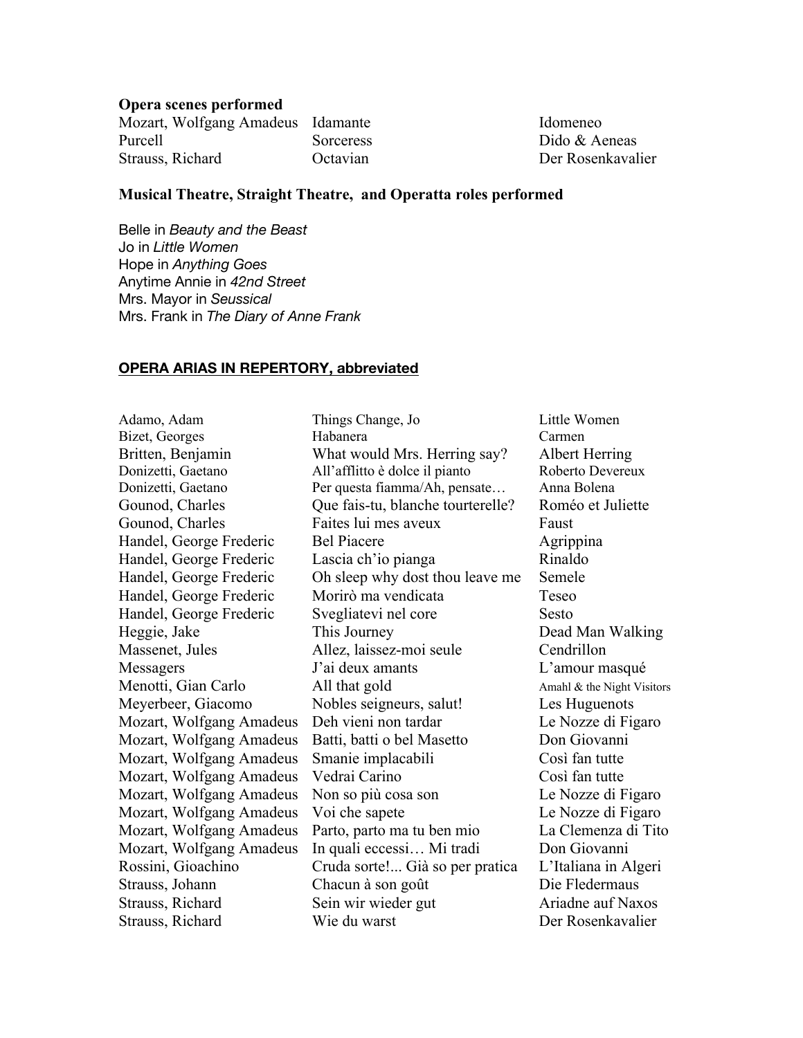**Opera scenes performed**

| | | |
|---|---|---|
| Mozart, Wolfgang Amadeus | Idamante | Idomeneo |
| Purcell | Sorceress | Dido & Aeneas |
| Strauss, Richard | Octavian | Der Rosenkavalier |

**Musical Theatre, Straight Theatre, and Operatta roles performed**

Belle in *Beauty and the Beast*
Jo in *Little Women*
Hope in *Anything Goes*
Anytime Annie in *42nd Street*
Mrs. Mayor in *Seussical*
Mrs. Frank in *The Diary of Anne Frank*

**OPERA ARIAS IN REPERTORY, abbreviated**

| | | |
|---|---|---|
| Adamo, Adam | Things Change, Jo | Little Women |
| Bizet, Georges | Habanera | Carmen |
| Britten, Benjamin | What would Mrs. Herring say? | Albert Herring |
| Donizetti, Gaetano | All'afflitto è dolce il pianto | Roberto Devereux |
| Donizetti, Gaetano | Per questa fiamma/Ah, pensate… | Anna Bolena |
| Gounod, Charles | Que fais-tu, blanche tourterelle? | Roméo et Juliette |
| Gounod, Charles | Faites lui mes aveux | Faust |
| Handel, George Frederic | Bel Piacere | Agrippina |
| Handel, George Frederic | Lascia ch'io pianga | Rinaldo |
| Handel, George Frederic | Oh sleep why dost thou leave me | Semele |
| Handel, George Frederic | Morirò ma vendicata | Teseo |
| Handel, George Frederic | Svegliatevi nel core | Sesto |
| Heggie, Jake | This Journey | Dead Man Walking |
| Massenet, Jules | Allez, laissez-moi seule | Cendrillon |
| Messagers | J'ai deux amants | L'amour masqué |
| Menotti, Gian Carlo | All that gold | Amahl & the Night Visitors |
| Meyerbeer, Giacomo | Nobles seigneurs, salut! | Les Huguenots |
| Mozart, Wolfgang Amadeus | Deh vieni non tardar | Le Nozze di Figaro |
| Mozart, Wolfgang Amadeus | Batti, batti o bel Masetto | Don Giovanni |
| Mozart, Wolfgang Amadeus | Smanie implacabili | Così fan tutte |
| Mozart, Wolfgang Amadeus | Vedrai Carino | Così fan tutte |
| Mozart, Wolfgang Amadeus | Non so più cosa son | Le Nozze di Figaro |
| Mozart, Wolfgang Amadeus | Voi che sapete | Le Nozze di Figaro |
| Mozart, Wolfgang Amadeus | Parto, parto ma tu ben mio | La Clemenza di Tito |
| Mozart, Wolfgang Amadeus | In quali eccessi… Mi tradi | Don Giovanni |
| Rossini, Gioachino | Cruda sorte!... Già so per pratica | L'Italiana in Algeri |
| Strauss, Johann | Chacun à son goût | Die Fledermaus |
| Strauss, Richard | Sein wir wieder gut | Ariadne auf Naxos |
| Strauss, Richard | Wie du warst | Der Rosenkavalier |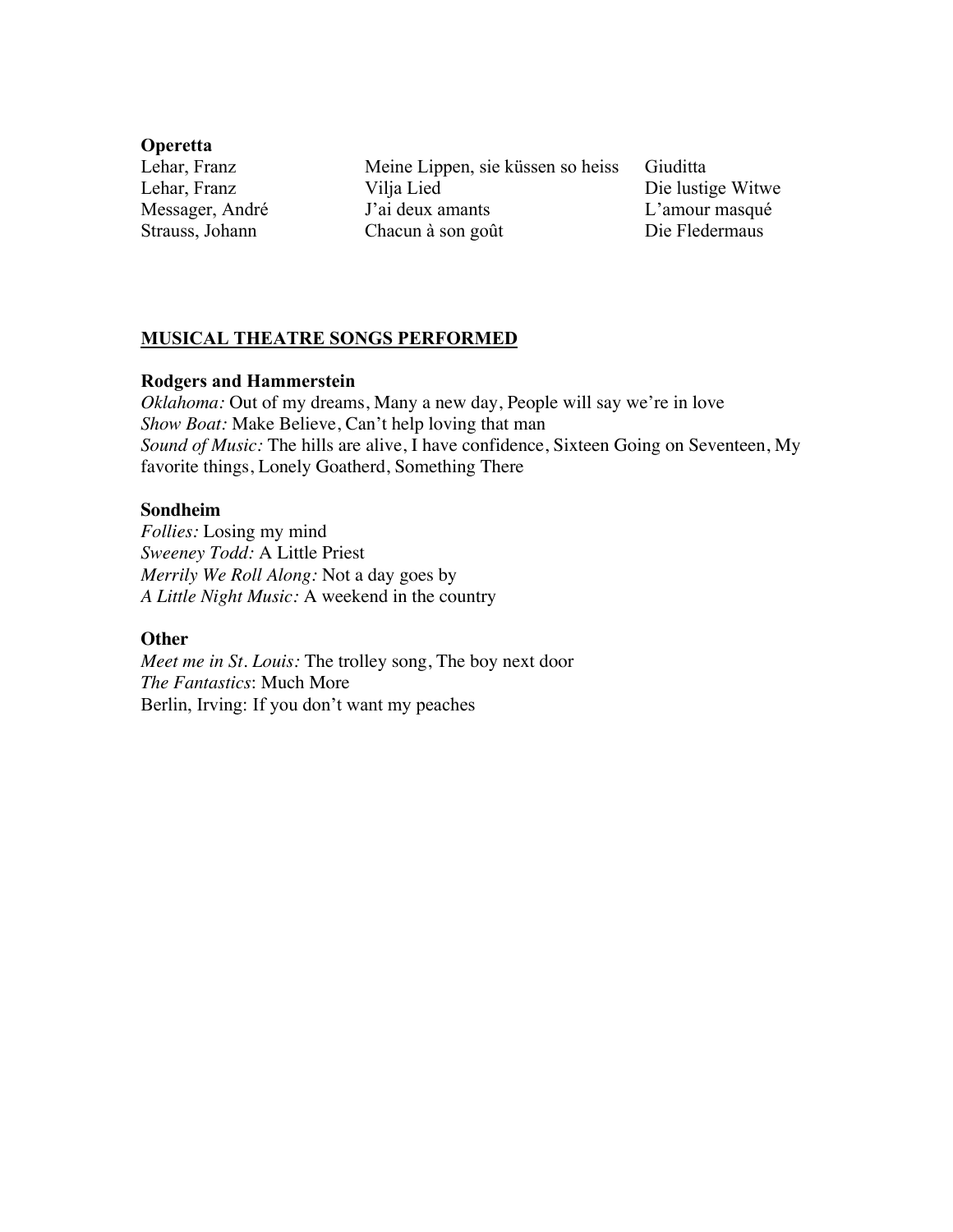**Operetta**

| | | |
|---|---|---|
| Lehar, Franz | Meine Lippen, sie küssen so heiss | Giuditta |
| Lehar, Franz | Vilja Lied | Die lustige Witwe |
| Messager, André | J'ai deux amants | L'amour masqué |
| Strauss, Johann | Chacun à son goût | Die Fledermaus |

## MUSICAL THEATRE SONGS PERFORMED

**Rodgers and Hammerstein**

*Oklahoma:* Out of my dreams, Many a new day, People will say we're in love
*Show Boat:* Make Believe, Can't help loving that man
*Sound of Music:* The hills are alive, I have confidence, Sixteen Going on Seventeen, My favorite things, Lonely Goatherd, Something There

**Sondheim**

*Follies:* Losing my mind
*Sweeney Todd:* A Little Priest
*Merrily We Roll Along:* Not a day goes by
*A Little Night Music:* A weekend in the country

**Other**

*Meet me in St. Louis:* The trolley song, The boy next door
*The Fantastics*: Much More
Berlin, Irving: If you don't want my peaches